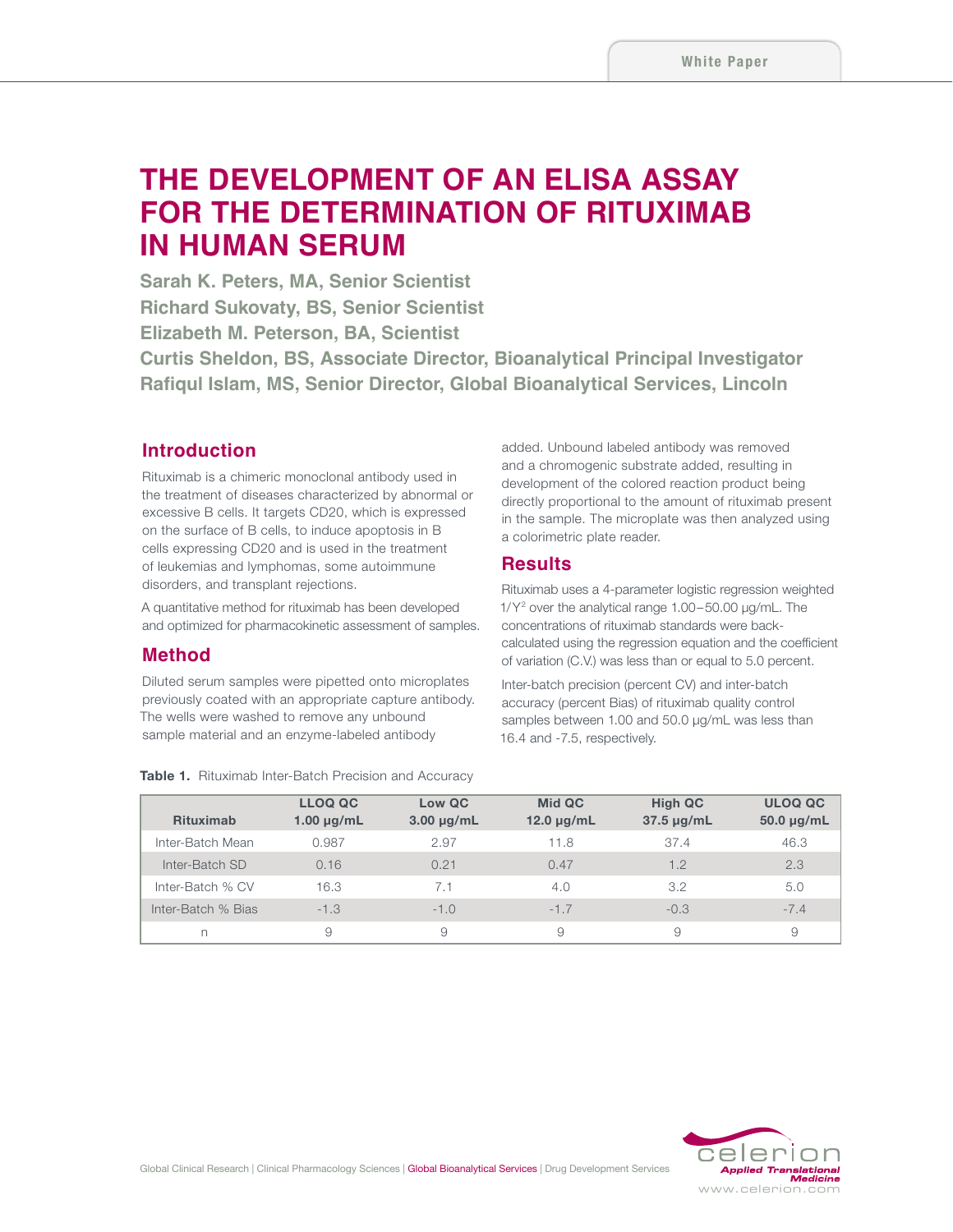# THE DEVELOPMENT OF AN ELISA ASSAY FOR THE DETERMINATION OF RITUXIMAB IN HUMAN SERUM

**Sarah K. Peters, MA, Senior Scientist**
**Richard Sukovaty, BS, Senior Scientist**
**Elizabeth M. Peterson, BA, Scientist**
**Curtis Sheldon, BS, Associate Director, Bioanalytical Principal Investigator**
**Rafiqul Islam, MS, Senior Director, Global Bioanalytical Services, Lincoln**

## Introduction

Rituximab is a chimeric monoclonal antibody used in the treatment of diseases characterized by abnormal or excessive B cells. It targets CD20, which is expressed on the surface of B cells, to induce apoptosis in B cells expressing CD20 and is used in the treatment of leukemias and lymphomas, some autoimmune disorders, and transplant rejections.

A quantitative method for rituximab has been developed and optimized for pharmacokinetic assessment of samples.

## Method

Diluted serum samples were pipetted onto microplates previously coated with an appropriate capture antibody. The wells were washed to remove any unbound sample material and an enzyme-labeled antibody added. Unbound labeled antibody was removed and a chromogenic substrate added, resulting in development of the colored reaction product being directly proportional to the amount of rituximab present in the sample. The microplate was then analyzed using a colorimetric plate reader.

## Results

Rituximab uses a 4-parameter logistic regression weighted $1/Y^2$ over the analytical range 1.00–50.00 µg/mL. The concentrations of rituximab standards were back-calculated using the regression equation and the coefficient of variation (C.V.) was less than or equal to 5.0 percent.

Inter-batch precision (percent CV) and inter-batch accuracy (percent Bias) of rituximab quality control samples between 1.00 and 50.0 µg/mL was less than 16.4 and -7.5, respectively.

**Table 1.** Rituximab Inter-Batch Precision and Accuracy

| Rituximab | LLOQ QC 1.00 µg/mL | Low QC 3.00 µg/mL | Mid QC 12.0 µg/mL | High QC 37.5 µg/mL | ULOQ QC 50.0 µg/mL |
|---|---|---|---|---|---|
| Inter-Batch Mean | 0.987 | 2.97 | 11.8 | 37.4 | 46.3 |
| Inter-Batch SD | 0.16 | 0.21 | 0.47 | 1.2 | 2.3 |
| Inter-Batch % CV | 16.3 | 7.1 | 4.0 | 3.2 | 5.0 |
| Inter-Batch % Bias | -1.3 | -1.0 | -1.7 | -0.3 | -7.4 |
| n | 9 | 9 | 9 | 9 | 9 |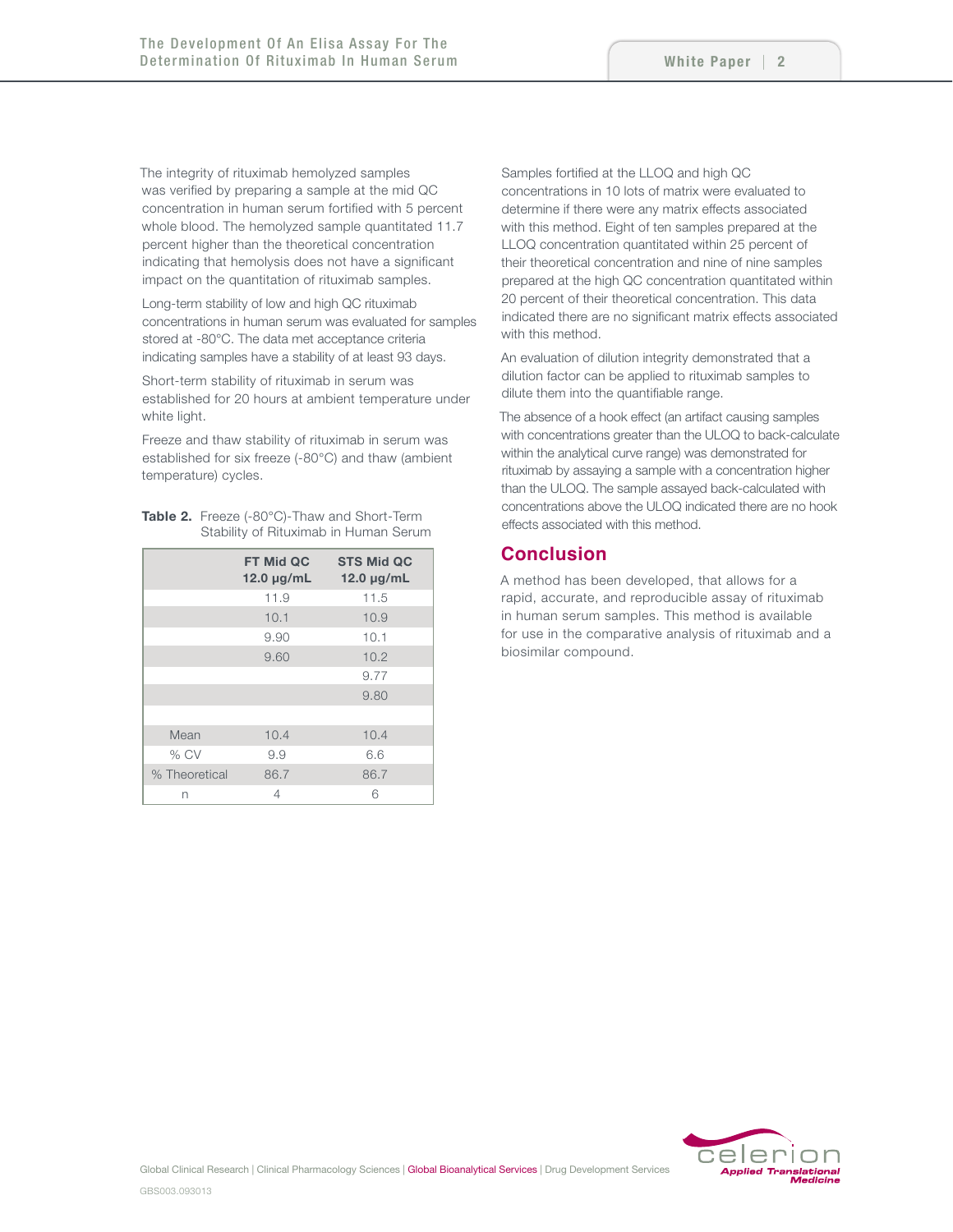The integrity of rituximab hemolyzed samples was verified by preparing a sample at the mid QC concentration in human serum fortified with 5 percent whole blood. The hemolyzed sample quantitated 11.7 percent higher than the theoretical concentration indicating that hemolysis does not have a significant impact on the quantitation of rituximab samples.

Long-term stability of low and high QC rituximab concentrations in human serum was evaluated for samples stored at -80°C. The data met acceptance criteria indicating samples have a stability of at least 93 days.

Short-term stability of rituximab in serum was established for 20 hours at ambient temperature under white light.

Freeze and thaw stability of rituximab in serum was established for six freeze (-80°C) and thaw (ambient temperature) cycles.

**Table 2.** Freeze (-80°C)-Thaw and Short-Term Stability of Rituximab in Human Serum

| | FT Mid QC 12.0 µg/mL | STS Mid QC 12.0 µg/mL |
|---|---|---|
| | 11.9 | 11.5 |
| | 10.1 | 10.9 |
| | 9.90 | 10.1 |
| | 9.60 | 10.2 |
| | | 9.77 |
| | | 9.80 |
| | | |
| Mean | 10.4 | 10.4 |
| % CV | 9.9 | 6.6 |
| % Theoretical | 86.7 | 86.7 |
| n | 4 | 6 |

Samples fortified at the LLOQ and high QC concentrations in 10 lots of matrix were evaluated to determine if there were any matrix effects associated with this method. Eight of ten samples prepared at the LLOQ concentration quantitated within 25 percent of their theoretical concentration and nine of nine samples prepared at the high QC concentration quantitated within 20 percent of their theoretical concentration. This data indicated there are no significant matrix effects associated with this method.

An evaluation of dilution integrity demonstrated that a dilution factor can be applied to rituximab samples to dilute them into the quantifiable range.

The absence of a hook effect (an artifact causing samples with concentrations greater than the ULOQ to back-calculate within the analytical curve range) was demonstrated for rituximab by assaying a sample with a concentration higher than the ULOQ. The sample assayed back-calculated with concentrations above the ULOQ indicated there are no hook effects associated with this method.

## Conclusion

A method has been developed, that allows for a rapid, accurate, and reproducible assay of rituximab in human serum samples. This method is available for use in the comparative analysis of rituximab and a biosimilar compound.